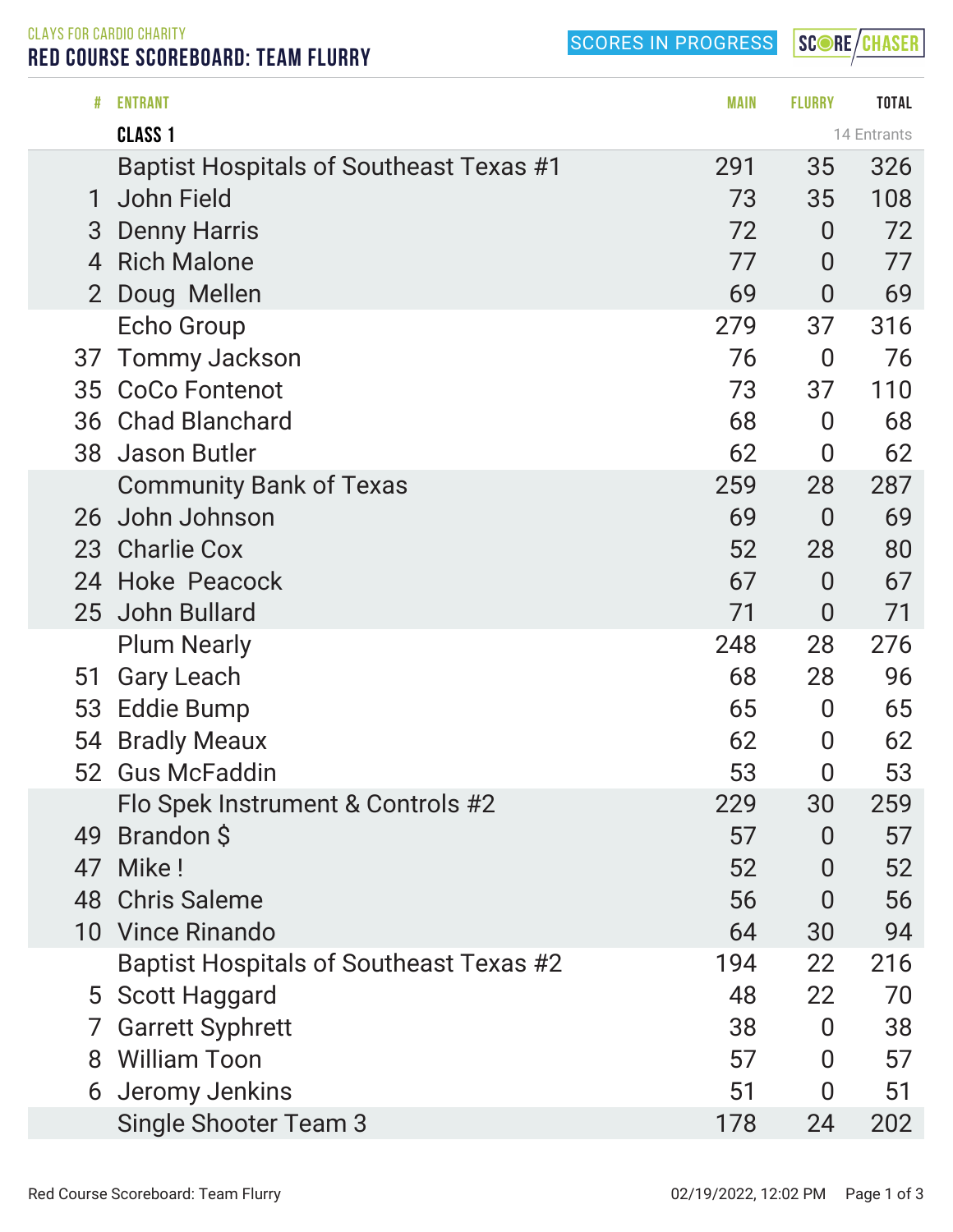CLAYS FOR CARDIO CHARITY

# RED COURSE SCOREBOARD: TEAM FLURRY

SCORES IN PROGRESS

SCORE CHASER

| # | ENTRANT | MAIN | FLURRY | TOTAL |
|---|---|---|---|---|
| | **CLASS 1** | | | 14 Entrants |
| | Baptist Hospitals of Southeast Texas #1 | 291 | 35 | 326 |
| 1 | John Field | 73 | 35 | 108 |
| 3 | Denny Harris | 72 | 0 | 72 |
| 4 | Rich Malone | 77 | 0 | 77 |
| 2 | Doug  Mellen | 69 | 0 | 69 |
| | Echo Group | 279 | 37 | 316 |
| 37 | Tommy Jackson | 76 | 0 | 76 |
| 35 | CoCo Fontenot | 73 | 37 | 110 |
| 36 | Chad Blanchard | 68 | 0 | 68 |
| 38 | Jason Butler | 62 | 0 | 62 |
| | Community Bank of Texas | 259 | 28 | 287 |
| 26 | John Johnson | 69 | 0 | 69 |
| 23 | Charlie Cox | 52 | 28 | 80 |
| 24 | Hoke  Peacock | 67 | 0 | 67 |
| 25 | John Bullard | 71 | 0 | 71 |
| | Plum Nearly | 248 | 28 | 276 |
| 51 | Gary Leach | 68 | 28 | 96 |
| 53 | Eddie Bump | 65 | 0 | 65 |
| 54 | Bradly Meaux | 62 | 0 | 62 |
| 52 | Gus McFaddin | 53 | 0 | 53 |
| | Flo Spek Instrument & Controls #2 | 229 | 30 | 259 |
| 49 | Brandon $ | 57 | 0 | 57 |
| 47 | Mike ! | 52 | 0 | 52 |
| 48 | Chris Saleme | 56 | 0 | 56 |
| 10 | Vince Rinando | 64 | 30 | 94 |
| | Baptist Hospitals of Southeast Texas #2 | 194 | 22 | 216 |
| 5 | Scott Haggard | 48 | 22 | 70 |
| 7 | Garrett Syphrett | 38 | 0 | 38 |
| 8 | William Toon | 57 | 0 | 57 |
| 6 | Jeromy Jenkins | 51 | 0 | 51 |
| | Single Shooter Team 3 | 178 | 24 | 202 |

Red Course Scoreboard: Team Flurry    02/19/2022, 12:02 PM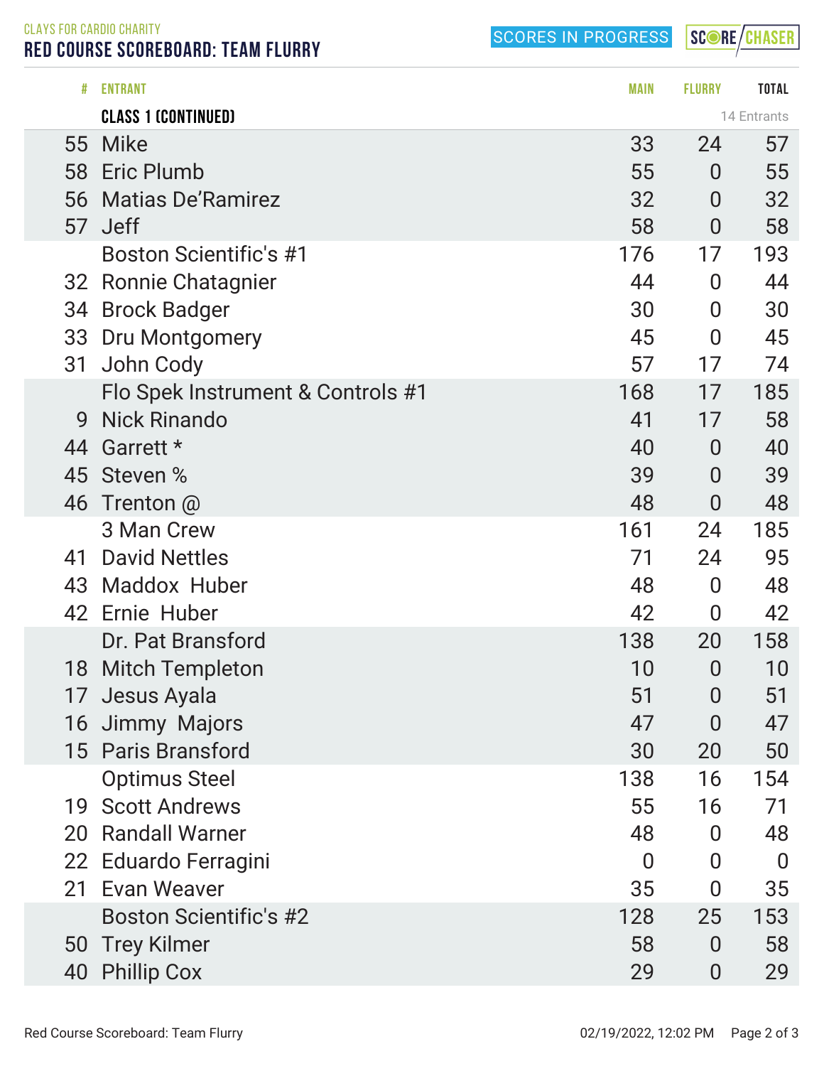CLAYS FOR CARDIO CHARITY

# RED COURSE SCOREBOARD: TEAM FLURRY

SCORES IN PROGRESS

| # | ENTRANT | MAIN | FLURRY | TOTAL |
|---|---|---|---|---|
| | **CLASS 1 (CONTINUED)** | | | 14 Entrants |
| 55 | Mike | 33 | 24 | 57 |
| 58 | Eric Plumb | 55 | 0 | 55 |
| 56 | Matias De'Ramirez | 32 | 0 | 32 |
| 57 | Jeff | 58 | 0 | 58 |
| | Boston Scientific's #1 | 176 | 17 | 193 |
| 32 | Ronnie Chatagnier | 44 | 0 | 44 |
| 34 | Brock Badger | 30 | 0 | 30 |
| 33 | Dru Montgomery | 45 | 0 | 45 |
| 31 | John Cody | 57 | 17 | 74 |
| | Flo Spek Instrument & Controls #1 | 168 | 17 | 185 |
| 9 | Nick Rinando | 41 | 17 | 58 |
| 44 | Garrett * | 40 | 0 | 40 |
| 45 | Steven % | 39 | 0 | 39 |
| 46 | Trenton @ | 48 | 0 | 48 |
| | 3 Man Crew | 161 | 24 | 185 |
| 41 | David Nettles | 71 | 24 | 95 |
| 43 | Maddox Huber | 48 | 0 | 48 |
| 42 | Ernie Huber | 42 | 0 | 42 |
| | Dr. Pat Bransford | 138 | 20 | 158 |
| 18 | Mitch Templeton | 10 | 0 | 10 |
| 17 | Jesus Ayala | 51 | 0 | 51 |
| 16 | Jimmy Majors | 47 | 0 | 47 |
| 15 | Paris Bransford | 30 | 20 | 50 |
| | Optimus Steel | 138 | 16 | 154 |
| 19 | Scott Andrews | 55 | 16 | 71 |
| 20 | Randall Warner | 48 | 0 | 48 |
| 22 | Eduardo Ferragini | 0 | 0 | 0 |
| 21 | Evan Weaver | 35 | 0 | 35 |
| | Boston Scientific's #2 | 128 | 25 | 153 |
| 50 | Trey Kilmer | 58 | 0 | 58 |
| 40 | Phillip Cox | 29 | 0 | 29 |

02/19/2022, 12:02 PM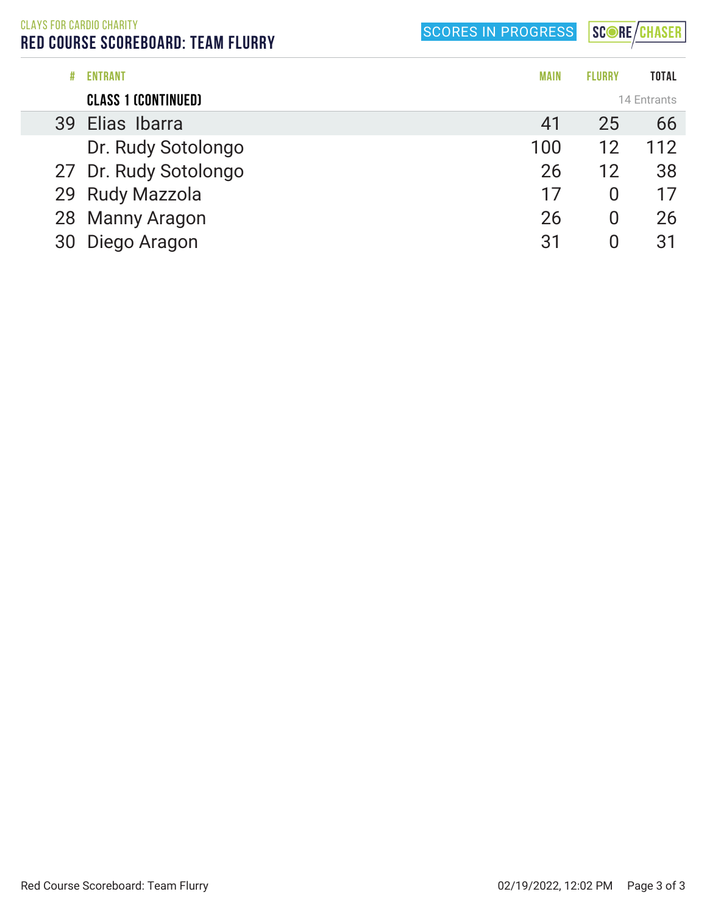CLAYS FOR CARDIO CHARITY

# RED COURSE SCOREBOARD: TEAM FLURRY

SCORES IN PROGRESS

| # | ENTRANT | MAIN | FLURRY | TOTAL |
|---|---|---|---|---|
| | **CLASS 1 (CONTINUED)** | | | 14 Entrants |
| 39 | Elias Ibarra | 41 | 25 | 66 |
| | Dr. Rudy Sotolongo | 100 | 12 | 112 |
| 27 | Dr. Rudy Sotolongo | 26 | 12 | 38 |
| 29 | Rudy Mazzola | 17 | 0 | 17 |
| 28 | Manny Aragon | 26 | 0 | 26 |
| 30 | Diego Aragon | 31 | 0 | 31 |